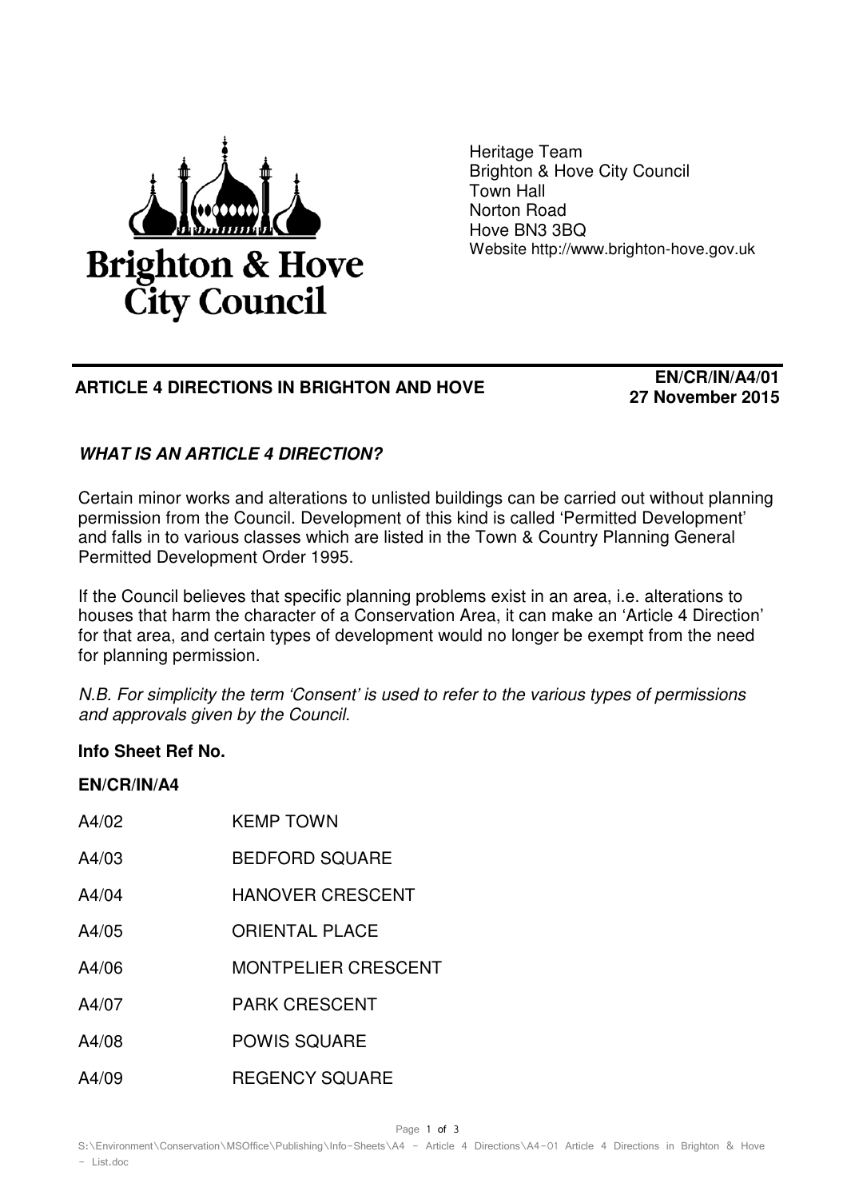Heritage Team
Brighton & Hove City Council
Town Hall
Norton Road
Hove BN3 3BQ
Website http://www.brighton-hove.gov.uk

## ARTICLE 4 DIRECTIONS IN BRIGHTON AND HOVE

**EN/CR/IN/A4/01**
**27 November 2015**

### *WHAT IS AN ARTICLE 4 DIRECTION?*

Certain minor works and alterations to unlisted buildings can be carried out without planning permission from the Council. Development of this kind is called 'Permitted Development' and falls in to various classes which are listed in the Town & Country Planning General Permitted Development Order 1995.

If the Council believes that specific planning problems exist in an area, i.e. alterations to houses that harm the character of a Conservation Area, it can make an 'Article 4 Direction' for that area, and certain types of development would no longer be exempt from the need for planning permission.

*N.B. For simplicity the term 'Consent' is used to refer to the various types of permissions and approvals given by the Council.*

**Info Sheet Ref No.**

**EN/CR/IN/A4**

| | |
|---|---|
| A4/02 | KEMP TOWN |
| A4/03 | BEDFORD SQUARE |
| A4/04 | HANOVER CRESCENT |
| A4/05 | ORIENTAL PLACE |
| A4/06 | MONTPELIER CRESCENT |
| A4/07 | PARK CRESCENT |
| A4/08 | POWIS SQUARE |
| A4/09 | REGENCY SQUARE |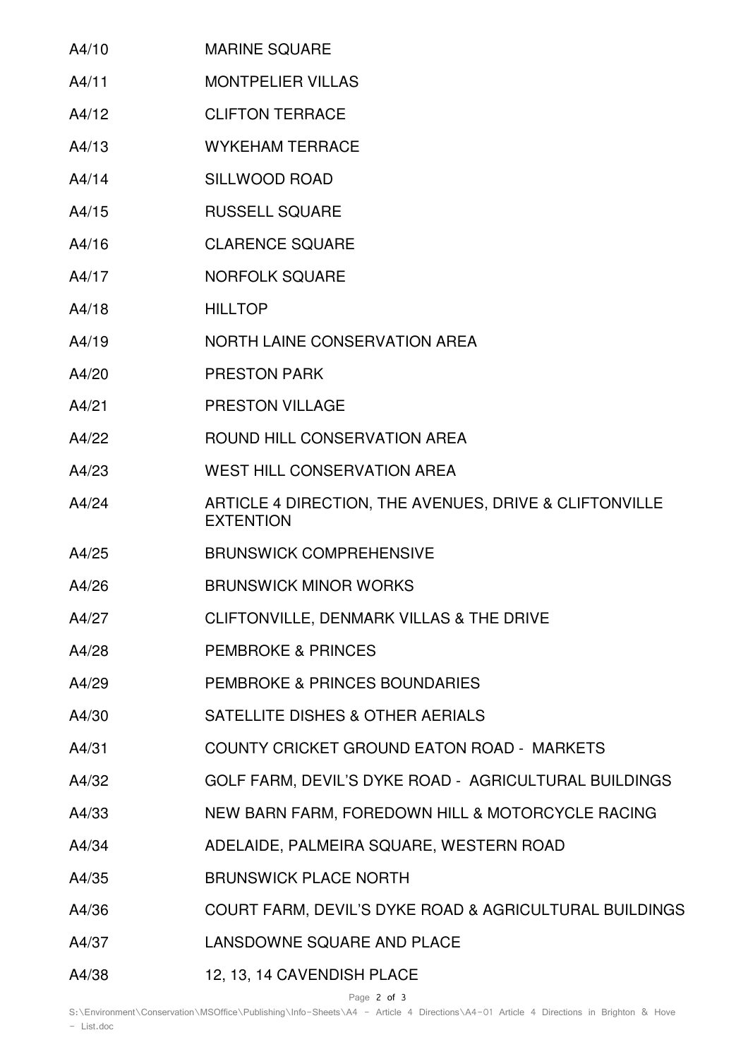| | |
|---|---|
| A4/10 | MARINE SQUARE |
| A4/11 | MONTPELIER VILLAS |
| A4/12 | CLIFTON TERRACE |
| A4/13 | WYKEHAM TERRACE |
| A4/14 | SILLWOOD ROAD |
| A4/15 | RUSSELL SQUARE |
| A4/16 | CLARENCE SQUARE |
| A4/17 | NORFOLK SQUARE |
| A4/18 | HILLTOP |
| A4/19 | NORTH LAINE CONSERVATION AREA |
| A4/20 | PRESTON PARK |
| A4/21 | PRESTON VILLAGE |
| A4/22 | ROUND HILL CONSERVATION AREA |
| A4/23 | WEST HILL CONSERVATION AREA |
| A4/24 | ARTICLE 4 DIRECTION, THE AVENUES, DRIVE & CLIFTONVILLE EXTENTION |
| A4/25 | BRUNSWICK COMPREHENSIVE |
| A4/26 | BRUNSWICK MINOR WORKS |
| A4/27 | CLIFTONVILLE, DENMARK VILLAS & THE DRIVE |
| A4/28 | PEMBROKE & PRINCES |
| A4/29 | PEMBROKE & PRINCES BOUNDARIES |
| A4/30 | SATELLITE DISHES & OTHER AERIALS |
| A4/31 | COUNTY CRICKET GROUND EATON ROAD - MARKETS |
| A4/32 | GOLF FARM, DEVIL'S DYKE ROAD - AGRICULTURAL BUILDINGS |
| A4/33 | NEW BARN FARM, FOREDOWN HILL & MOTORCYCLE RACING |
| A4/34 | ADELAIDE, PALMEIRA SQUARE, WESTERN ROAD |
| A4/35 | BRUNSWICK PLACE NORTH |
| A4/36 | COURT FARM, DEVIL'S DYKE ROAD & AGRICULTURAL BUILDINGS |
| A4/37 | LANSDOWNE SQUARE AND PLACE |
| A4/38 | 12, 13, 14 CAVENDISH PLACE |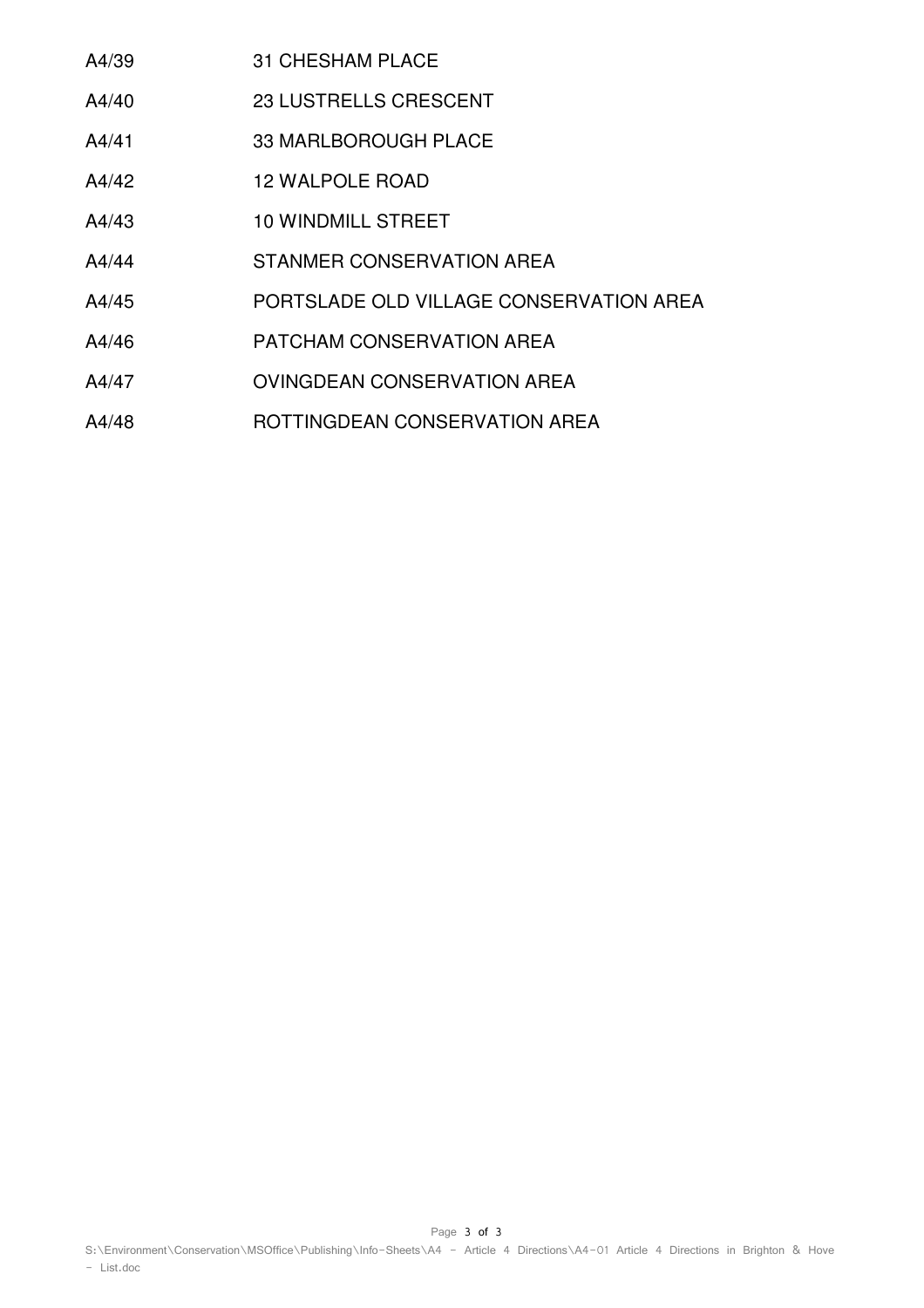| | |
|---|---|
| A4/39 | 31 CHESHAM PLACE |
| A4/40 | 23 LUSTRELLS CRESCENT |
| A4/41 | 33 MARLBOROUGH PLACE |
| A4/42 | 12 WALPOLE ROAD |
| A4/43 | 10 WINDMILL STREET |
| A4/44 | STANMER CONSERVATION AREA |
| A4/45 | PORTSLADE OLD VILLAGE CONSERVATION AREA |
| A4/46 | PATCHAM CONSERVATION AREA |
| A4/47 | OVINGDEAN CONSERVATION AREA |
| A4/48 | ROTTINGDEAN CONSERVATION AREA |